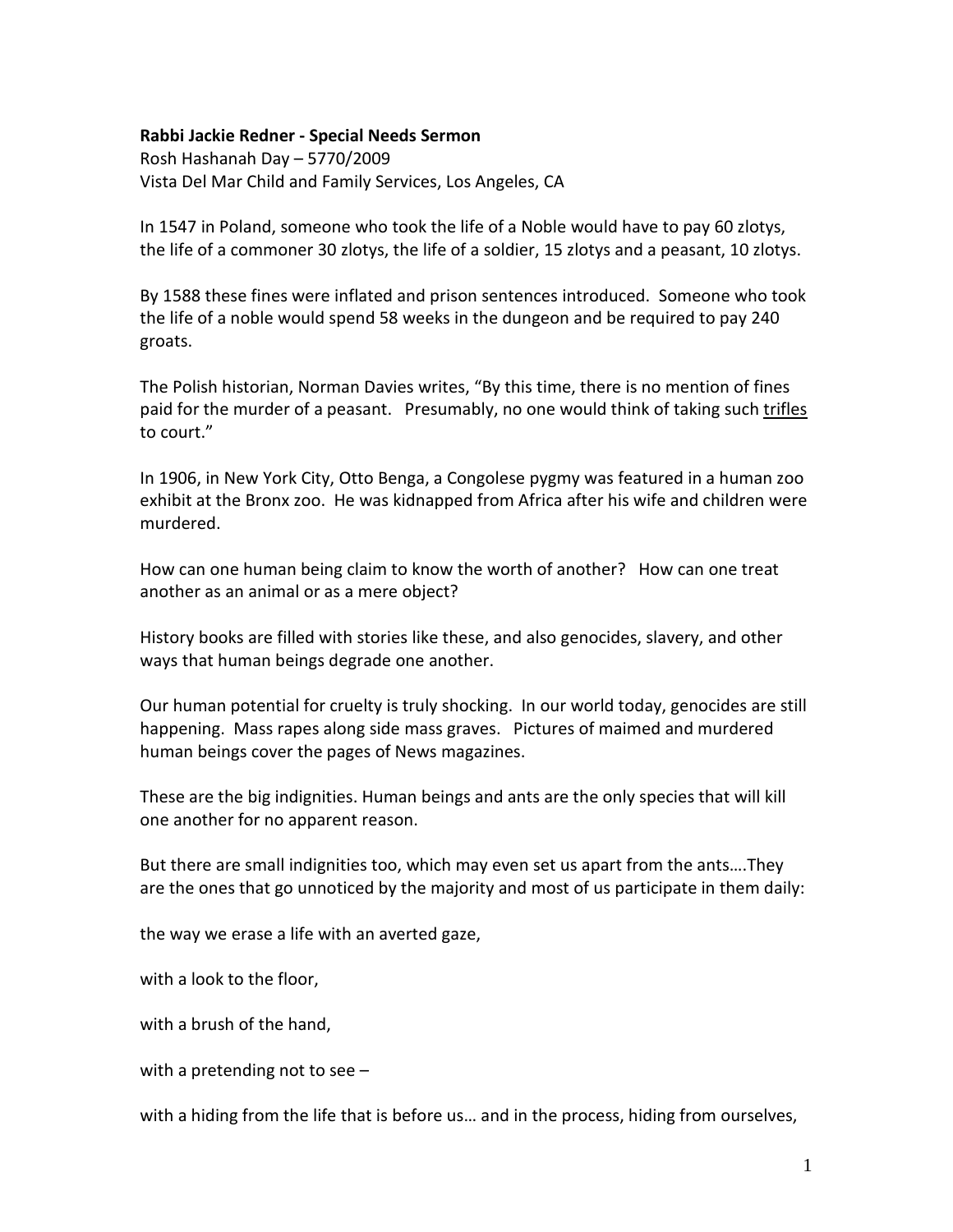**Rabbi Jackie Redner - Special Needs Sermon**
Rosh Hashanah Day – 5770/2009
Vista Del Mar Child and Family Services, Los Angeles, CA

In 1547 in Poland, someone who took the life of a Noble would have to pay 60 zlotys, the life of a commoner 30 zlotys, the life of a soldier, 15 zlotys and a peasant, 10 zlotys.

By 1588 these fines were inflated and prison sentences introduced. Someone who took the life of a noble would spend 58 weeks in the dungeon and be required to pay 240 groats.

The Polish historian, Norman Davies writes, "By this time, there is no mention of fines paid for the murder of a peasant. Presumably, no one would think of taking such <u>trifles</u> to court."

In 1906, in New York City, Otto Benga, a Congolese pygmy was featured in a human zoo exhibit at the Bronx zoo. He was kidnapped from Africa after his wife and children were murdered.

How can one human being claim to know the worth of another? How can one treat another as an animal or as a mere object?

History books are filled with stories like these, and also genocides, slavery, and other ways that human beings degrade one another.

Our human potential for cruelty is truly shocking. In our world today, genocides are still happening. Mass rapes along side mass graves. Pictures of maimed and murdered human beings cover the pages of News magazines.

These are the big indignities. Human beings and ants are the only species that will kill one another for no apparent reason.

But there are small indignities too, which may even set us apart from the ants….They are the ones that go unnoticed by the majority and most of us participate in them daily:

the way we erase a life with an averted gaze,

with a look to the floor,

with a brush of the hand,

with a pretending not to see –

with a hiding from the life that is before us… and in the process, hiding from ourselves,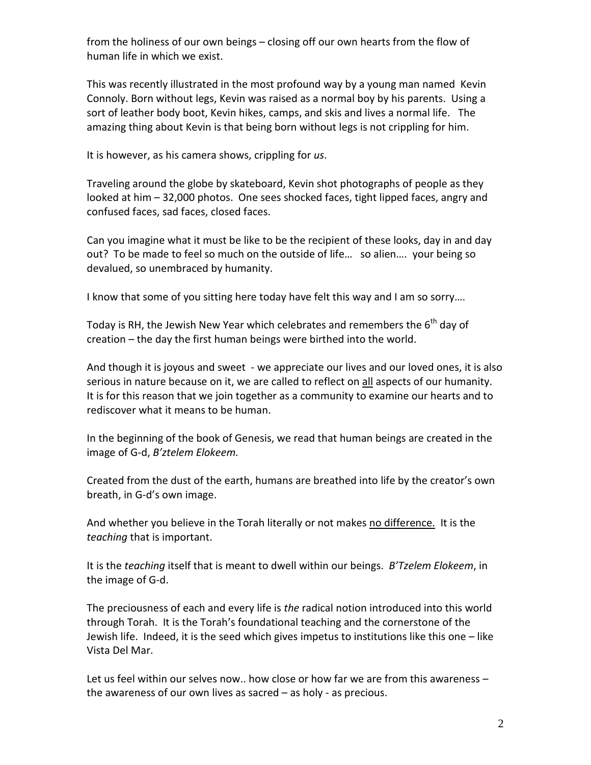from the holiness of our own beings – closing off our own hearts from the flow of human life in which we exist.

This was recently illustrated in the most profound way by a young man named Kevin Connoly. Born without legs, Kevin was raised as a normal boy by his parents. Using a sort of leather body boot, Kevin hikes, camps, and skis and lives a normal life. The amazing thing about Kevin is that being born without legs is not crippling for him.

It is however, as his camera shows, crippling for *us*.

Traveling around the globe by skateboard, Kevin shot photographs of people as they looked at him – 32,000 photos. One sees shocked faces, tight lipped faces, angry and confused faces, sad faces, closed faces.

Can you imagine what it must be like to be the recipient of these looks, day in and day out? To be made to feel so much on the outside of life… so alien…. your being so devalued, so unembraced by humanity.

I know that some of you sitting here today have felt this way and I am so sorry….

Today is RH, the Jewish New Year which celebrates and remembers the 6th day of creation – the day the first human beings were birthed into the world.

And though it is joyous and sweet - we appreciate our lives and our loved ones, it is also serious in nature because on it, we are called to reflect on <u>all</u> aspects of our humanity. It is for this reason that we join together as a community to examine our hearts and to rediscover what it means to be human.

In the beginning of the book of Genesis, we read that human beings are created in the image of G-d, *B'ztelem Elokeem.*

Created from the dust of the earth, humans are breathed into life by the creator's own breath, in G-d's own image.

And whether you believe in the Torah literally or not makes <u>no difference.</u> It is the *teaching* that is important.

It is the *teaching* itself that is meant to dwell within our beings. *B'Tzelem Elokeem*, in the image of G-d.

The preciousness of each and every life is *the* radical notion introduced into this world through Torah. It is the Torah's foundational teaching and the cornerstone of the Jewish life. Indeed, it is the seed which gives impetus to institutions like this one – like Vista Del Mar.

Let us feel within our selves now.. how close or how far we are from this awareness – the awareness of our own lives as sacred – as holy - as precious.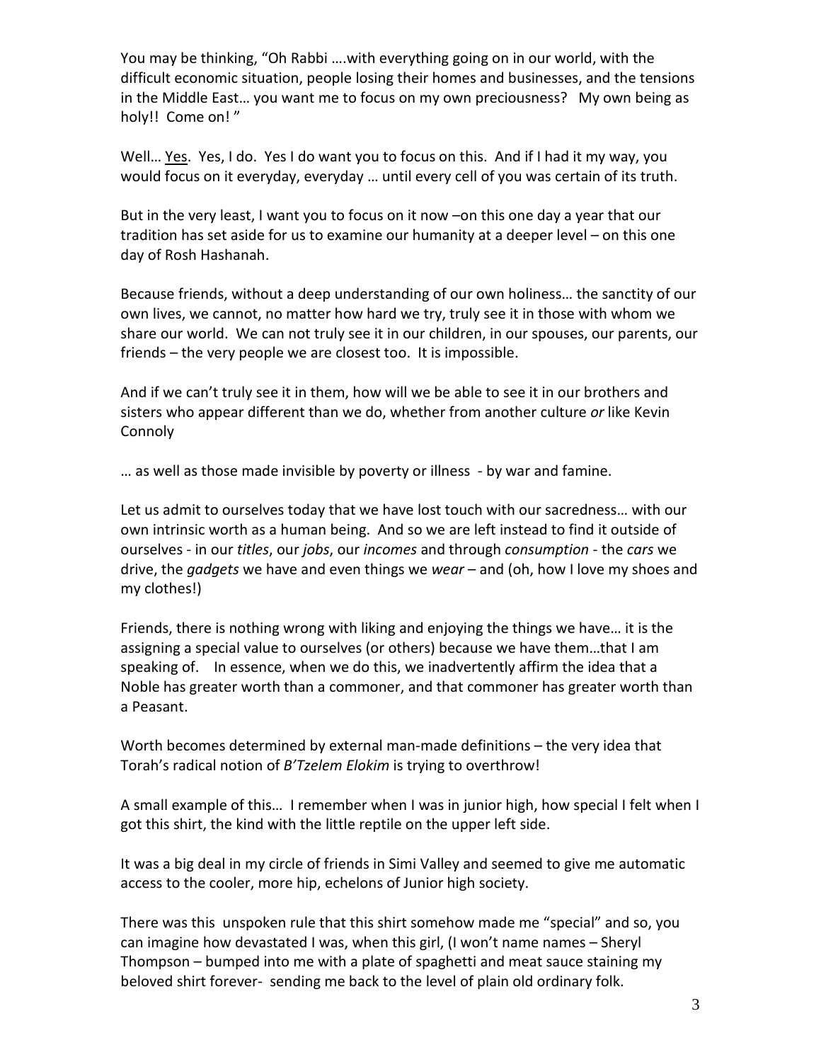You may be thinking, "Oh Rabbi ….with everything going on in our world, with the difficult economic situation, people losing their homes and businesses, and the tensions in the Middle East… you want me to focus on my own preciousness? My own being as holy!! Come on! "

Well… Yes. Yes, I do. Yes I do want you to focus on this. And if I had it my way, you would focus on it everyday, everyday … until every cell of you was certain of its truth.

But in the very least, I want you to focus on it now –on this one day a year that our tradition has set aside for us to examine our humanity at a deeper level – on this one day of Rosh Hashanah.

Because friends, without a deep understanding of our own holiness… the sanctity of our own lives, we cannot, no matter how hard we try, truly see it in those with whom we share our world. We can not truly see it in our children, in our spouses, our parents, our friends – the very people we are closest too. It is impossible.

And if we can't truly see it in them, how will we be able to see it in our brothers and sisters who appear different than we do, whether from another culture *or* like Kevin Connoly

… as well as those made invisible by poverty or illness - by war and famine.

Let us admit to ourselves today that we have lost touch with our sacredness… with our own intrinsic worth as a human being. And so we are left instead to find it outside of ourselves - in our *titles*, our *jobs*, our *incomes* and through *consumption* - the *cars* we drive, the *gadgets* we have and even things we *wear* – and (oh, how I love my shoes and my clothes!)

Friends, there is nothing wrong with liking and enjoying the things we have… it is the assigning a special value to ourselves (or others) because we have them…that I am speaking of. In essence, when we do this, we inadvertently affirm the idea that a Noble has greater worth than a commoner, and that commoner has greater worth than a Peasant.

Worth becomes determined by external man-made definitions – the very idea that Torah's radical notion of *B'Tzelem Elokim* is trying to overthrow!

A small example of this… I remember when I was in junior high, how special I felt when I got this shirt, the kind with the little reptile on the upper left side.

It was a big deal in my circle of friends in Simi Valley and seemed to give me automatic access to the cooler, more hip, echelons of Junior high society.

There was this unspoken rule that this shirt somehow made me "special" and so, you can imagine how devastated I was, when this girl, (I won't name names – Sheryl Thompson – bumped into me with a plate of spaghetti and meat sauce staining my beloved shirt forever- sending me back to the level of plain old ordinary folk.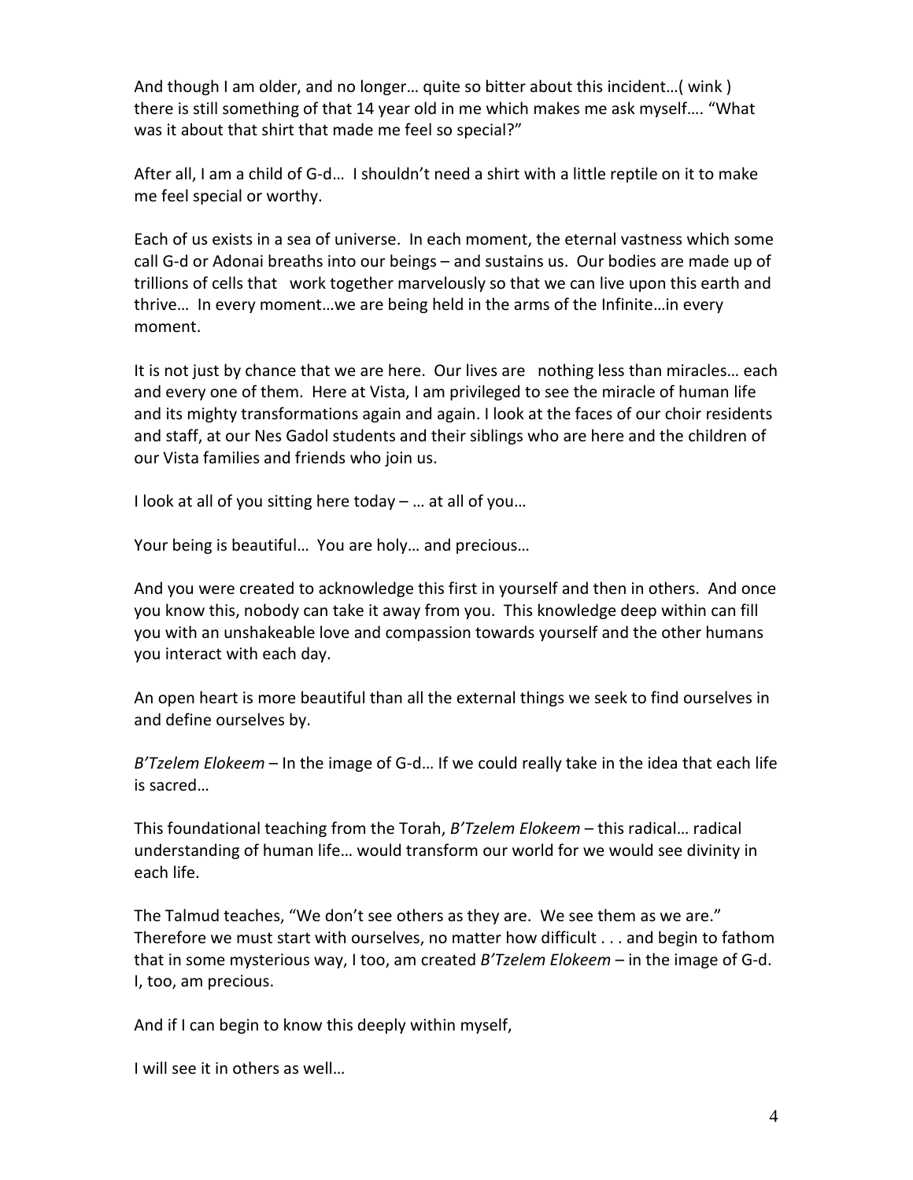And though I am older, and no longer… quite so bitter about this incident…( wink ) there is still something of that 14 year old in me which makes me ask myself…. "What was it about that shirt that made me feel so special?"

After all, I am a child of G-d… I shouldn't need a shirt with a little reptile on it to make me feel special or worthy.

Each of us exists in a sea of universe. In each moment, the eternal vastness which some call G-d or Adonai breaths into our beings – and sustains us. Our bodies are made up of trillions of cells that work together marvelously so that we can live upon this earth and thrive… In every moment…we are being held in the arms of the Infinite…in every moment.

It is not just by chance that we are here. Our lives are nothing less than miracles… each and every one of them. Here at Vista, I am privileged to see the miracle of human life and its mighty transformations again and again. I look at the faces of our choir residents and staff, at our Nes Gadol students and their siblings who are here and the children of our Vista families and friends who join us.

I look at all of you sitting here today – … at all of you…

Your being is beautiful… You are holy… and precious…

And you were created to acknowledge this first in yourself and then in others. And once you know this, nobody can take it away from you. This knowledge deep within can fill you with an unshakeable love and compassion towards yourself and the other humans you interact with each day.

An open heart is more beautiful than all the external things we seek to find ourselves in and define ourselves by.

*B'Tzelem Elokeem* – In the image of G-d… If we could really take in the idea that each life is sacred…

This foundational teaching from the Torah, *B'Tzelem Elokeem* – this radical… radical understanding of human life… would transform our world for we would see divinity in each life.

The Talmud teaches, "We don't see others as they are. We see them as we are." Therefore we must start with ourselves, no matter how difficult . . . and begin to fathom that in some mysterious way, I too, am created *B'Tzelem Elokeem* – in the image of G-d. I, too, am precious.

And if I can begin to know this deeply within myself,

I will see it in others as well…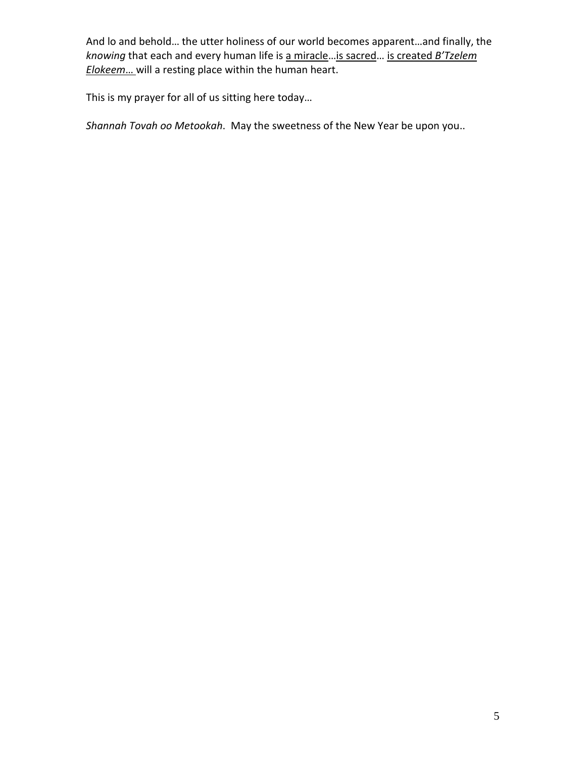And lo and behold… the utter holiness of our world becomes apparent…and finally, the *knowing* that each and every human life is a miracle…is sacred… is created *B'Tzelem Elokeem*… will a resting place within the human heart.

This is my prayer for all of us sitting here today…

*Shannah Tovah oo Metookah*. May the sweetness of the New Year be upon you..